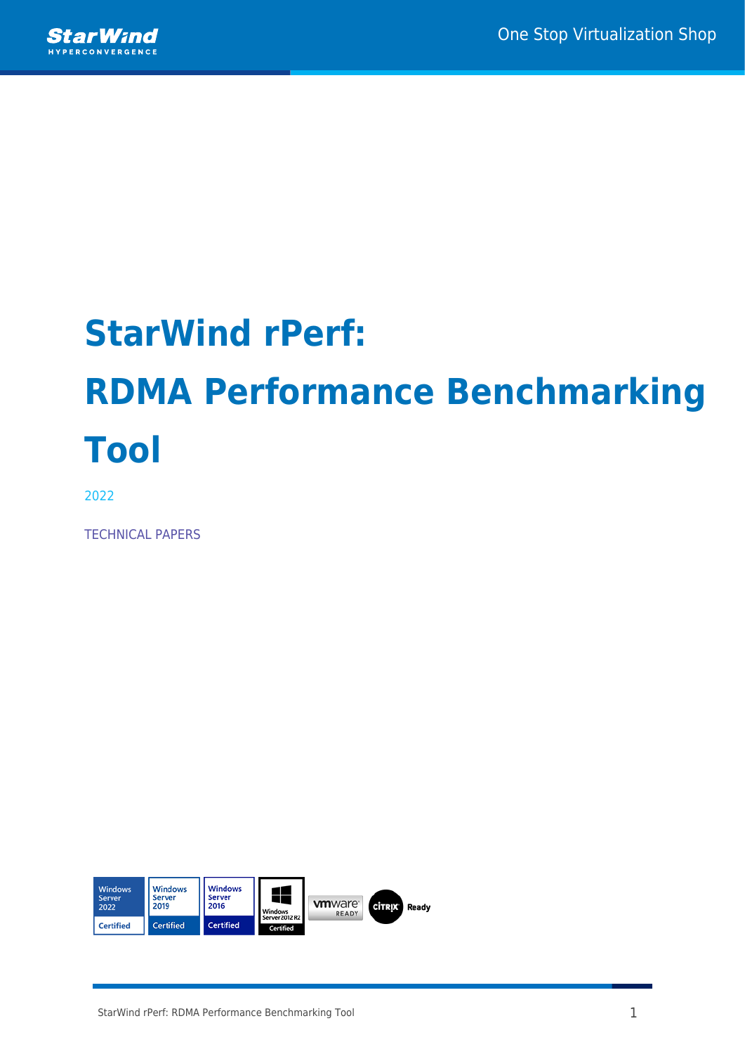# StarWind rPerf: RDMA Performance Benchmarking Tool

2022

TECHNICAL PAPERS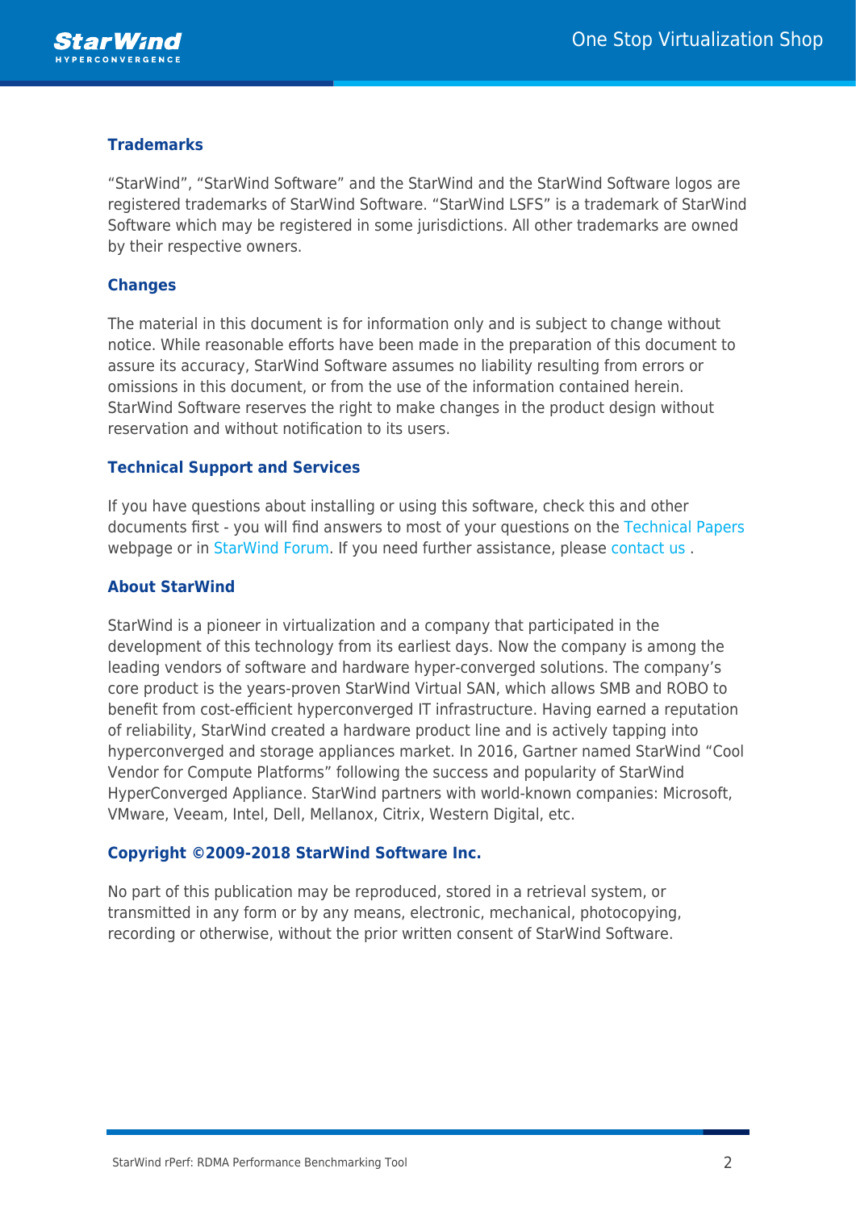## Trademarks

"StarWind", "StarWind Software" and the StarWind and the StarWind Software logos are registered trademarks of StarWind Software. "StarWind LSFS" is a trademark of StarWind Software which may be registered in some jurisdictions. All other trademarks are owned by their respective owners.

## Changes

The material in this document is for information only and is subject to change without notice. While reasonable efforts have been made in the preparation of this document to assure its accuracy, StarWind Software assumes no liability resulting from errors or omissions in this document, or from the use of the information contained herein. StarWind Software reserves the right to make changes in the product design without reservation and without notification to its users.

## Technical Support and Services

If you have questions about installing or using this software, check this and other documents first - you will find answers to most of your questions on the Technical Papers webpage or in StarWind Forum. If you need further assistance, please contact us .

## About StarWind

StarWind is a pioneer in virtualization and a company that participated in the development of this technology from its earliest days. Now the company is among the leading vendors of software and hardware hyper-converged solutions. The company's core product is the years-proven StarWind Virtual SAN, which allows SMB and ROBO to benefit from cost-efficient hyperconverged IT infrastructure. Having earned a reputation of reliability, StarWind created a hardware product line and is actively tapping into hyperconverged and storage appliances market. In 2016, Gartner named StarWind "Cool Vendor for Compute Platforms" following the success and popularity of StarWind HyperConverged Appliance. StarWind partners with world-known companies: Microsoft, VMware, Veeam, Intel, Dell, Mellanox, Citrix, Western Digital, etc.

## Copyright ©2009-2018 StarWind Software Inc.

No part of this publication may be reproduced, stored in a retrieval system, or transmitted in any form or by any means, electronic, mechanical, photocopying, recording or otherwise, without the prior written consent of StarWind Software.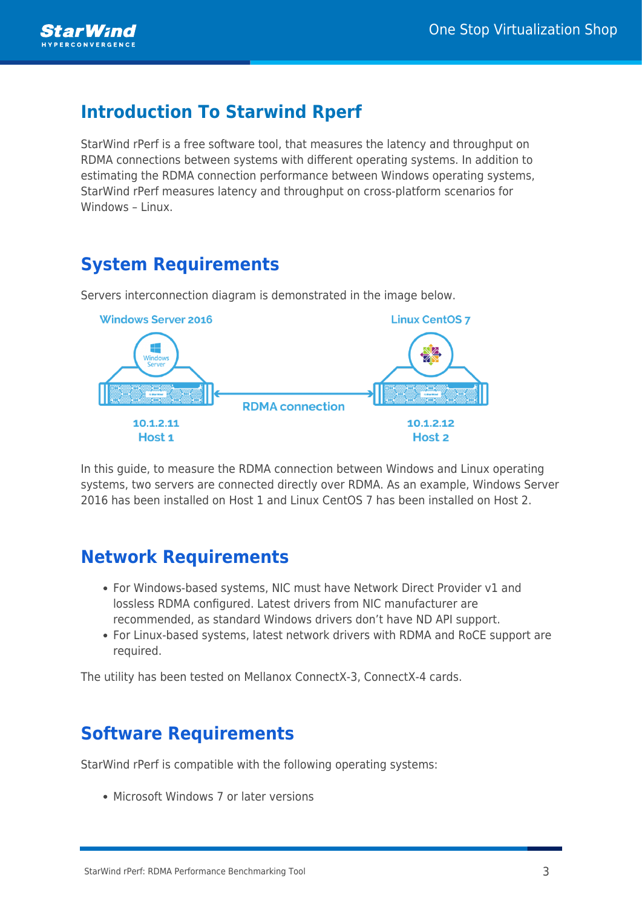## Introduction To Starwind Rperf

StarWind rPerf is a free software tool, that measures the latency and throughput on RDMA connections between systems with different operating systems. In addition to estimating the RDMA connection performance between Windows operating systems, StarWind rPerf measures latency and throughput on cross-platform scenarios for Windows – Linux.

## System Requirements

Servers interconnection diagram is demonstrated in the image below.

Windows Server 2016 — Linux CentOS 7

RDMA connection

10.1.2.11 Host 1 — 10.1.2.12 Host 2

In this guide, to measure the RDMA connection between Windows and Linux operating systems, two servers are connected directly over RDMA. As an example, Windows Server 2016 has been installed on Host 1 and Linux CentOS 7 has been installed on Host 2.

## Network Requirements

- For Windows-based systems, NIC must have Network Direct Provider v1 and lossless RDMA configured. Latest drivers from NIC manufacturer are recommended, as standard Windows drivers don't have ND API support.
- For Linux-based systems, latest network drivers with RDMA and RoCE support are required.

The utility has been tested on Mellanox ConnectX-3, ConnectX-4 cards.

## Software Requirements

StarWind rPerf is compatible with the following operating systems:

- Microsoft Windows 7 or later versions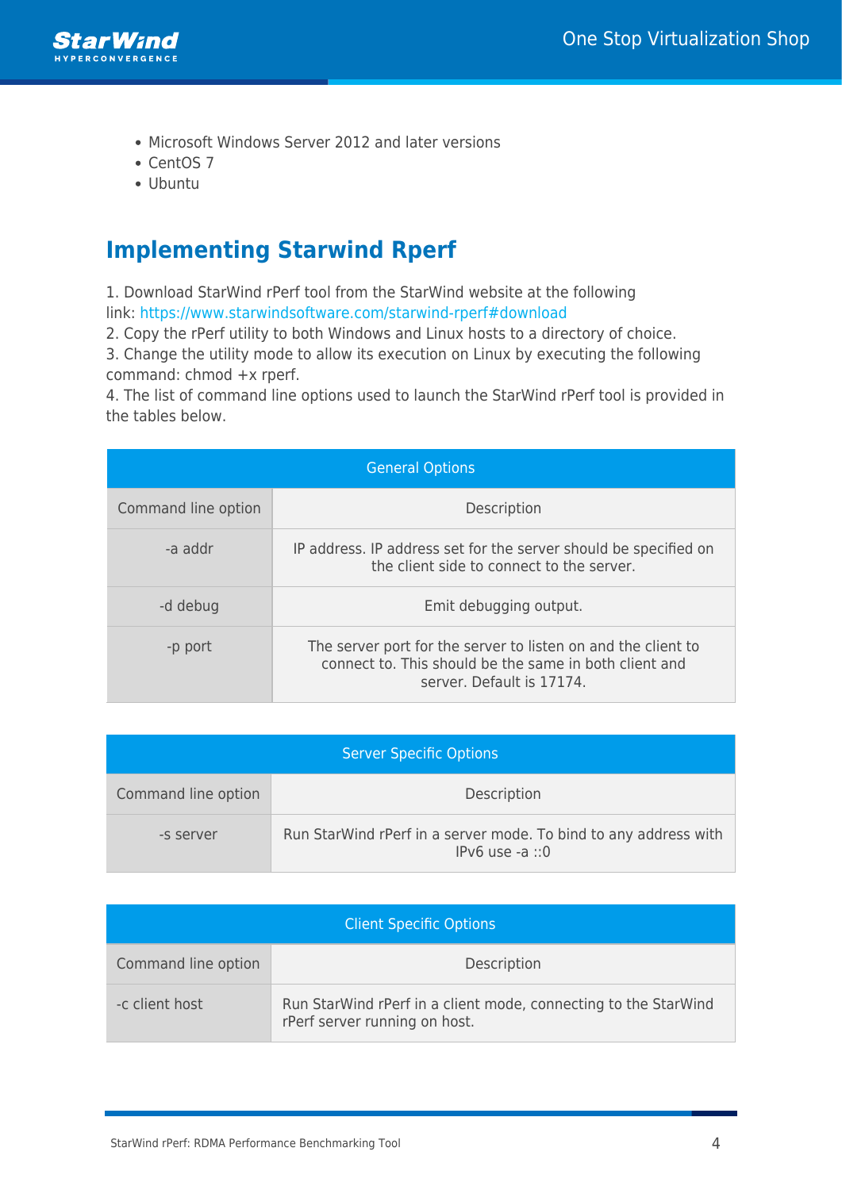- Microsoft Windows Server 2012 and later versions
- CentOS 7
- Ubuntu

## Implementing Starwind Rperf

1. Download StarWind rPerf tool from the StarWind website at the following link: https://www.starwindsoftware.com/starwind-rperf#download
2. Copy the rPerf utility to both Windows and Linux hosts to a directory of choice.
3. Change the utility mode to allow its execution on Linux by executing the following command: chmod +x rperf.
4. The list of command line options used to launch the StarWind rPerf tool is provided in the tables below.

| General Options | |
|---|---|
| Command line option | Description |
| -a addr | IP address. IP address set for the server should be specified on the client side to connect to the server. |
| -d debug | Emit debugging output. |
| -p port | The server port for the server to listen on and the client to connect to. This should be the same in both client and server. Default is 17174. |

| Server Specific Options | |
|---|---|
| Command line option | Description |
| -s server | Run StarWind rPerf in a server mode. To bind to any address with IPv6 use -a ::0 |

| Client Specific Options | |
|---|---|
| Command line option | Description |
| -c client host | Run StarWind rPerf in a client mode, connecting to the StarWind rPerf server running on host. |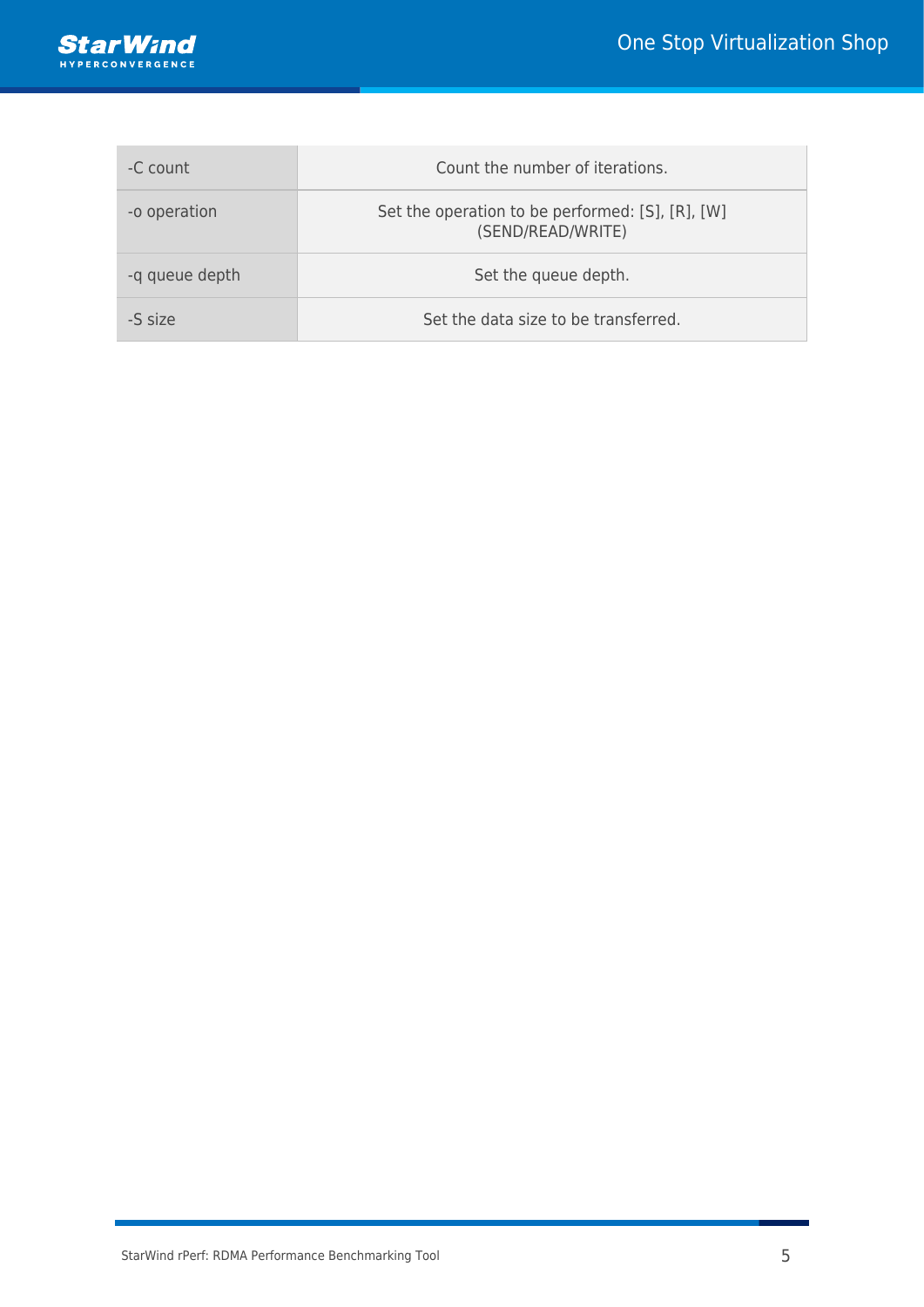| | |
|---|---|
| -C count | Count the number of iterations. |
| -o operation | Set the operation to be performed: [S], [R], [W] (SEND/READ/WRITE) |
| -q queue depth | Set the queue depth. |
| -S size | Set the data size to be transferred. |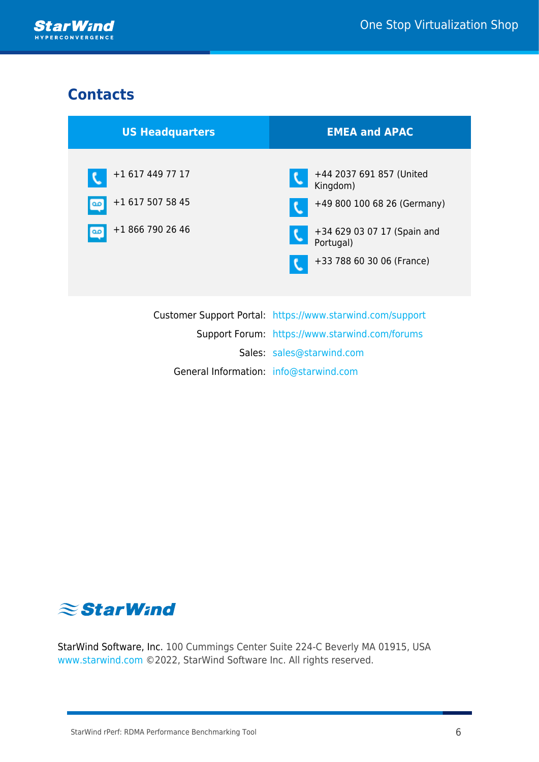## Contacts

| US Headquarters | EMEA and APAC |
|---|---|
| +1 617 449 77 17 | +44 2037 691 857 (United Kingdom) |
| +1 617 507 58 45 | +49 800 100 68 26 (Germany) |
| +1 866 790 26 46 | +34 629 03 07 17 (Spain and Portugal) |
| | +33 788 60 30 06 (France) |

Customer Support Portal: https://www.starwind.com/support
Support Forum: https://www.starwind.com/forums
Sales: sales@starwind.com
General Information: info@starwind.com

StarWind Software, Inc. 100 Cummings Center Suite 224-C Beverly MA 01915, USA
www.starwind.com ©2022, StarWind Software Inc. All rights reserved.